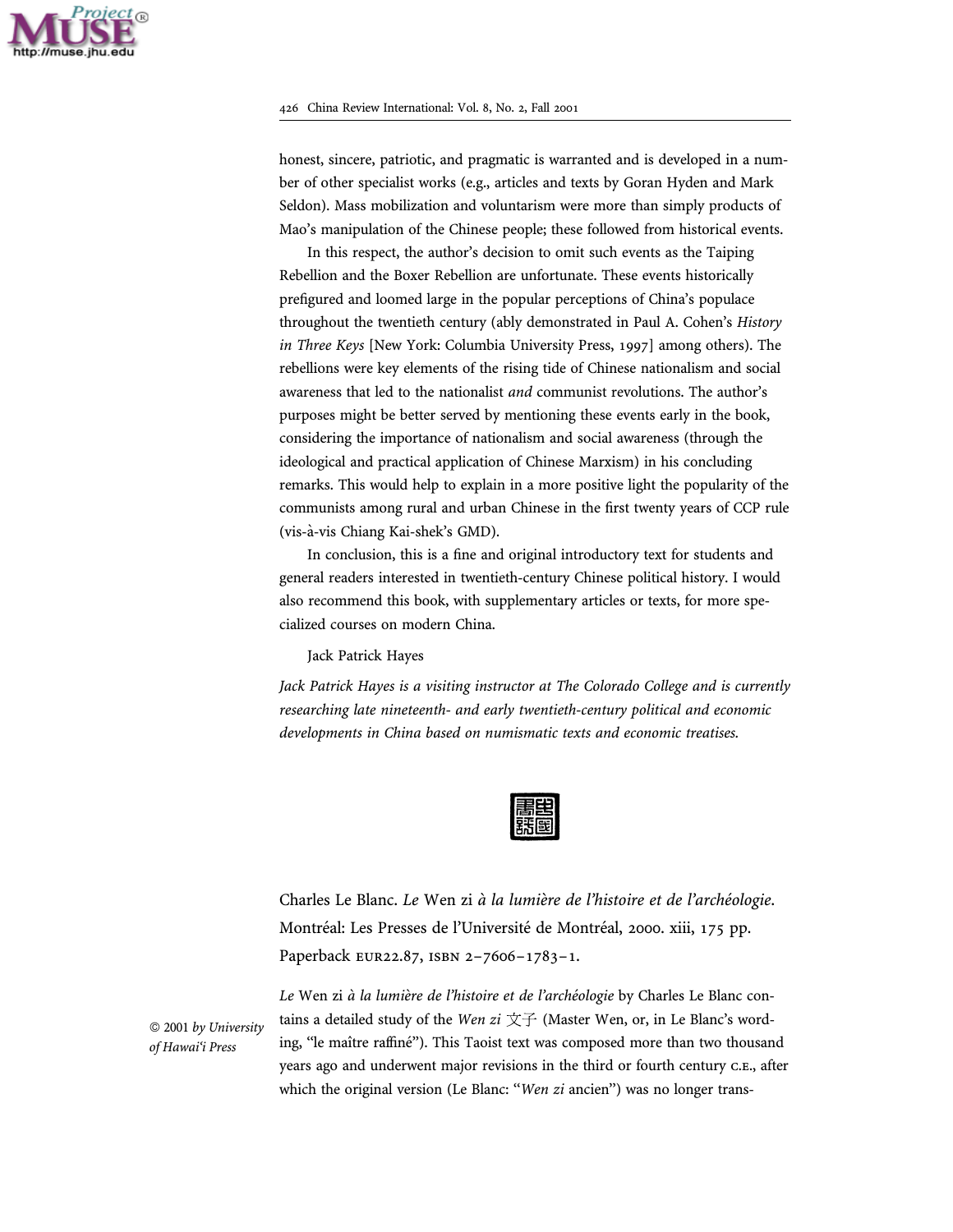honest, sincere, patriotic, and pragmatic is warranted and is developed in a number of other specialist works (e.g., articles and texts by Goran Hyden and Mark Seldon). Mass mobilization and voluntarism were more than simply products of Mao's manipulation of the Chinese people; these followed from historical events.

In this respect, the author's decision to omit such events as the Taiping Rebellion and the Boxer Rebellion are unfortunate. These events historically prefigured and loomed large in the popular perceptions of China's populace throughout the twentieth century (ably demonstrated in Paul A. Cohen's *History in Three Keys* [New York: Columbia University Press, 1997] among others). The rebellions were key elements of the rising tide of Chinese nationalism and social awareness that led to the nationalist *and* communist revolutions. The author's purposes might be better served by mentioning these events early in the book, considering the importance of nationalism and social awareness (through the ideological and practical application of Chinese Marxism) in his concluding remarks. This would help to explain in a more positive light the popularity of the communists among rural and urban Chinese in the first twenty years of CCP rule (vis-à-vis Chiang Kai-shek's GMD).

In conclusion, this is a fine and original introductory text for students and general readers interested in twentieth-century Chinese political history. I would also recommend this book, with supplementary articles or texts, for more specialized courses on modern China.

Jack Patrick Hayes

*Jack Patrick Hayes is a visiting instructor at The Colorado College and is currently researching late nineteenth- and early twentieth-century political and economic developments in China based on numismatic texts and economic treatises.*

---

Charles Le Blanc. *Le* Wen zi *à la lumière de l'histoire et de l'archéologie.* Montréal: Les Presses de l'Université de Montréal, 2000. xiii, 175 pp. Paperback EUR22.87, ISBN 2–7606–1783–1.

*Le* Wen zi *à la lumière de l'histoire et de l'archéologie* by Charles Le Blanc contains a detailed study of the *Wen zi* 文子 (Master Wen, or, in Le Blanc's wording, "le maître raffiné"). This Taoist text was composed more than two thousand years ago and underwent major revisions in the third or fourth century C.E., after which the original version (Le Blanc: "*Wen zi* ancien") was no longer trans-

© 2001 *by University of Hawai'i Press*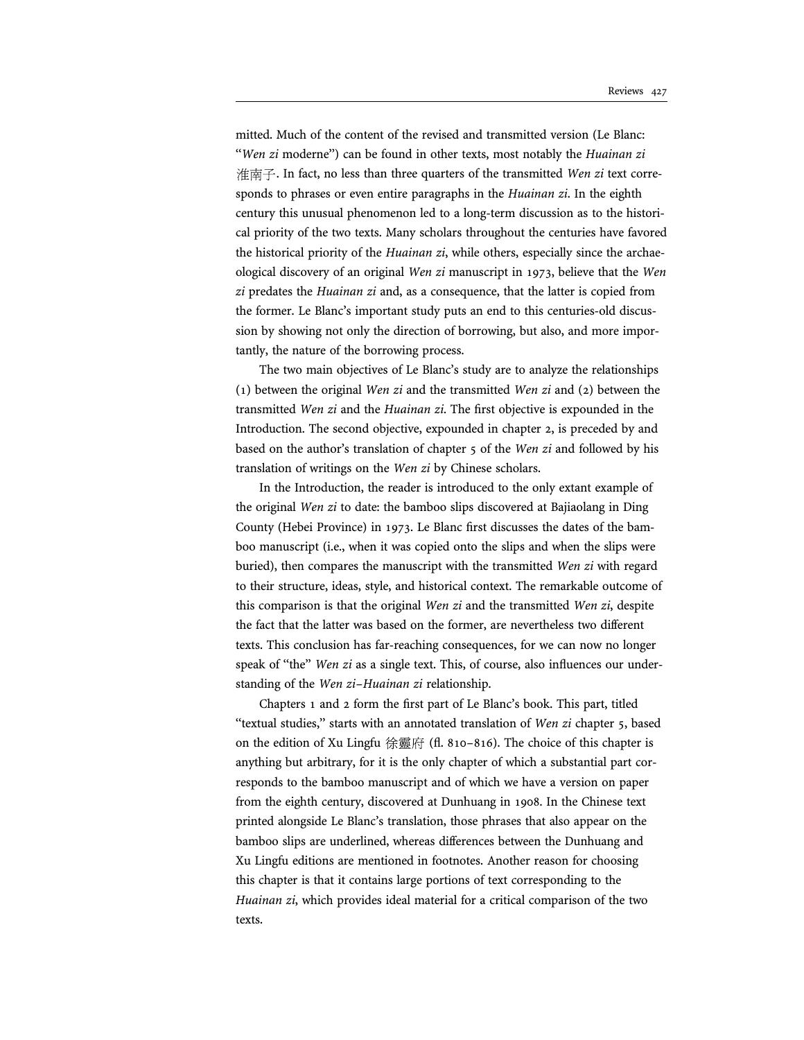mitted. Much of the content of the revised and transmitted version (Le Blanc: "*Wen zi* moderne") can be found in other texts, most notably the *Huainan zi* 淮南子. In fact, no less than three quarters of the transmitted *Wen zi* text corresponds to phrases or even entire paragraphs in the *Huainan zi*. In the eighth century this unusual phenomenon led to a long-term discussion as to the historical priority of the two texts. Many scholars throughout the centuries have favored the historical priority of the *Huainan zi*, while others, especially since the archaeological discovery of an original *Wen zi* manuscript in 1973, believe that the *Wen zi* predates the *Huainan zi* and, as a consequence, that the latter is copied from the former. Le Blanc's important study puts an end to this centuries-old discussion by showing not only the direction of borrowing, but also, and more importantly, the nature of the borrowing process.

The two main objectives of Le Blanc's study are to analyze the relationships (1) between the original *Wen zi* and the transmitted *Wen zi* and (2) between the transmitted *Wen zi* and the *Huainan zi*. The first objective is expounded in the Introduction. The second objective, expounded in chapter 2, is preceded by and based on the author's translation of chapter 5 of the *Wen zi* and followed by his translation of writings on the *Wen zi* by Chinese scholars.

In the Introduction, the reader is introduced to the only extant example of the original *Wen zi* to date: the bamboo slips discovered at Bajiaolang in Ding County (Hebei Province) in 1973. Le Blanc first discusses the dates of the bamboo manuscript (i.e., when it was copied onto the slips and when the slips were buried), then compares the manuscript with the transmitted *Wen zi* with regard to their structure, ideas, style, and historical context. The remarkable outcome of this comparison is that the original *Wen zi* and the transmitted *Wen zi*, despite the fact that the latter was based on the former, are nevertheless two different texts. This conclusion has far-reaching consequences, for we can now no longer speak of "the" *Wen zi* as a single text. This, of course, also influences our understanding of the *Wen zi*–*Huainan zi* relationship.

Chapters 1 and 2 form the first part of Le Blanc's book. This part, titled "textual studies," starts with an annotated translation of *Wen zi* chapter 5, based on the edition of Xu Lingfu 徐靈府 (fl. 810–816). The choice of this chapter is anything but arbitrary, for it is the only chapter of which a substantial part corresponds to the bamboo manuscript and of which we have a version on paper from the eighth century, discovered at Dunhuang in 1908. In the Chinese text printed alongside Le Blanc's translation, those phrases that also appear on the bamboo slips are underlined, whereas differences between the Dunhuang and Xu Lingfu editions are mentioned in footnotes. Another reason for choosing this chapter is that it contains large portions of text corresponding to the *Huainan zi*, which provides ideal material for a critical comparison of the two texts.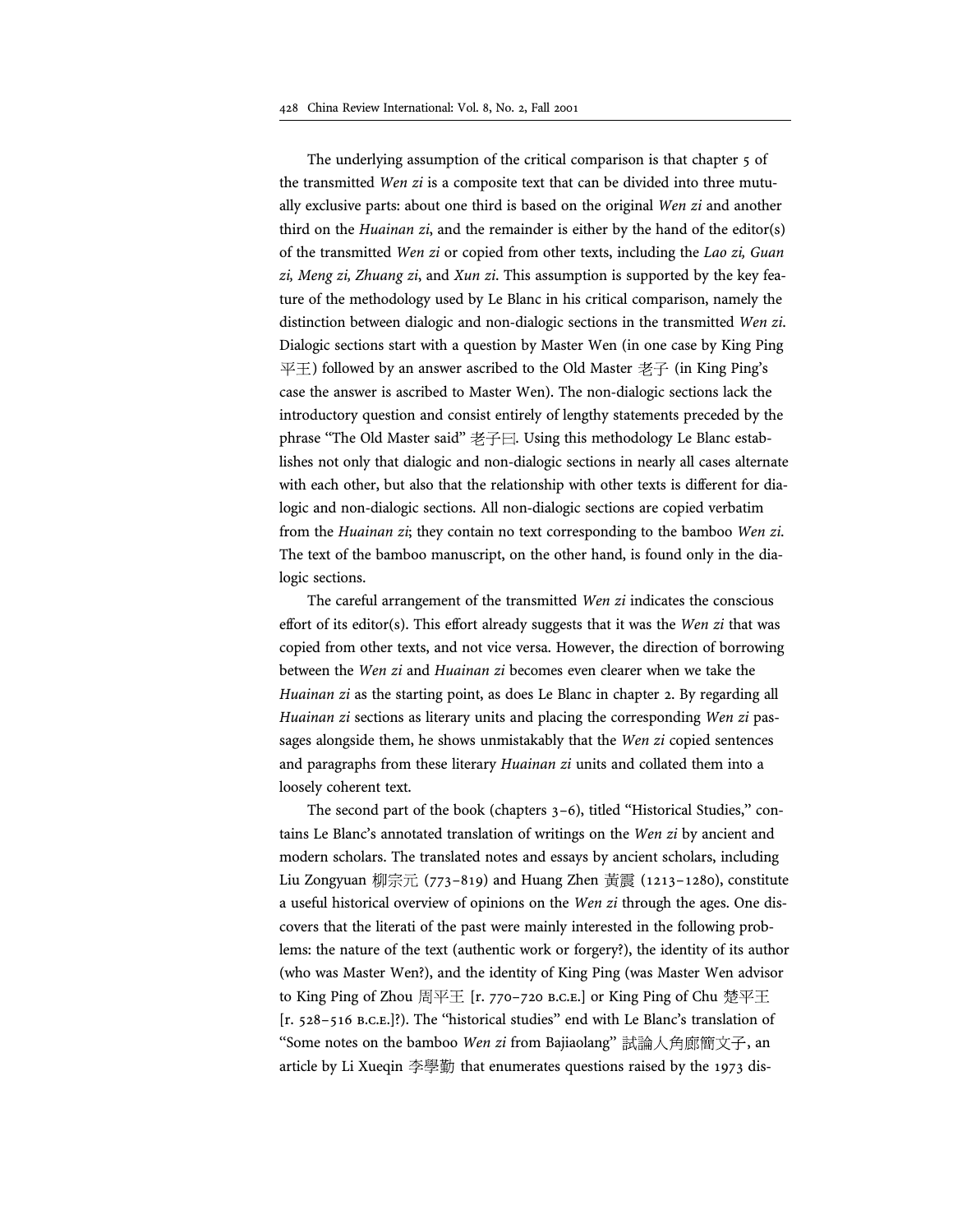The underlying assumption of the critical comparison is that chapter 5 of the transmitted *Wen zi* is a composite text that can be divided into three mutually exclusive parts: about one third is based on the original *Wen zi* and another third on the *Huainan zi*, and the remainder is either by the hand of the editor(s) of the transmitted *Wen zi* or copied from other texts, including the *Lao zi, Guan zi, Meng zi, Zhuang zi*, and *Xun zi*. This assumption is supported by the key feature of the methodology used by Le Blanc in his critical comparison, namely the distinction between dialogic and non-dialogic sections in the transmitted *Wen zi*. Dialogic sections start with a question by Master Wen (in one case by King Ping 平王) followed by an answer ascribed to the Old Master 老子 (in King Ping's case the answer is ascribed to Master Wen). The non-dialogic sections lack the introductory question and consist entirely of lengthy statements preceded by the phrase "The Old Master said" 老子曰. Using this methodology Le Blanc establishes not only that dialogic and non-dialogic sections in nearly all cases alternate with each other, but also that the relationship with other texts is different for dialogic and non-dialogic sections. All non-dialogic sections are copied verbatim from the *Huainan zi*; they contain no text corresponding to the bamboo *Wen zi*. The text of the bamboo manuscript, on the other hand, is found only in the dialogic sections.

The careful arrangement of the transmitted *Wen zi* indicates the conscious effort of its editor(s). This effort already suggests that it was the *Wen zi* that was copied from other texts, and not vice versa. However, the direction of borrowing between the *Wen zi* and *Huainan zi* becomes even clearer when we take the *Huainan zi* as the starting point, as does Le Blanc in chapter 2. By regarding all *Huainan zi* sections as literary units and placing the corresponding *Wen zi* passages alongside them, he shows unmistakably that the *Wen zi* copied sentences and paragraphs from these literary *Huainan zi* units and collated them into a loosely coherent text.

The second part of the book (chapters 3–6), titled "Historical Studies," contains Le Blanc's annotated translation of writings on the *Wen zi* by ancient and modern scholars. The translated notes and essays by ancient scholars, including Liu Zongyuan 柳宗元 (773–819) and Huang Zhen 黃震 (1213–1280), constitute a useful historical overview of opinions on the *Wen zi* through the ages. One discovers that the literati of the past were mainly interested in the following problems: the nature of the text (authentic work or forgery?), the identity of its author (who was Master Wen?), and the identity of King Ping (was Master Wen advisor to King Ping of Zhou 周平王 [r. 770–720 B.C.E.] or King Ping of Chu 楚平王 [r. 528–516 B.C.E.]?). The "historical studies" end with Le Blanc's translation of "Some notes on the bamboo *Wen zi* from Bajiaolang" 試論八角廊簡文子, an article by Li Xueqin 李學勤 that enumerates questions raised by the 1973 dis-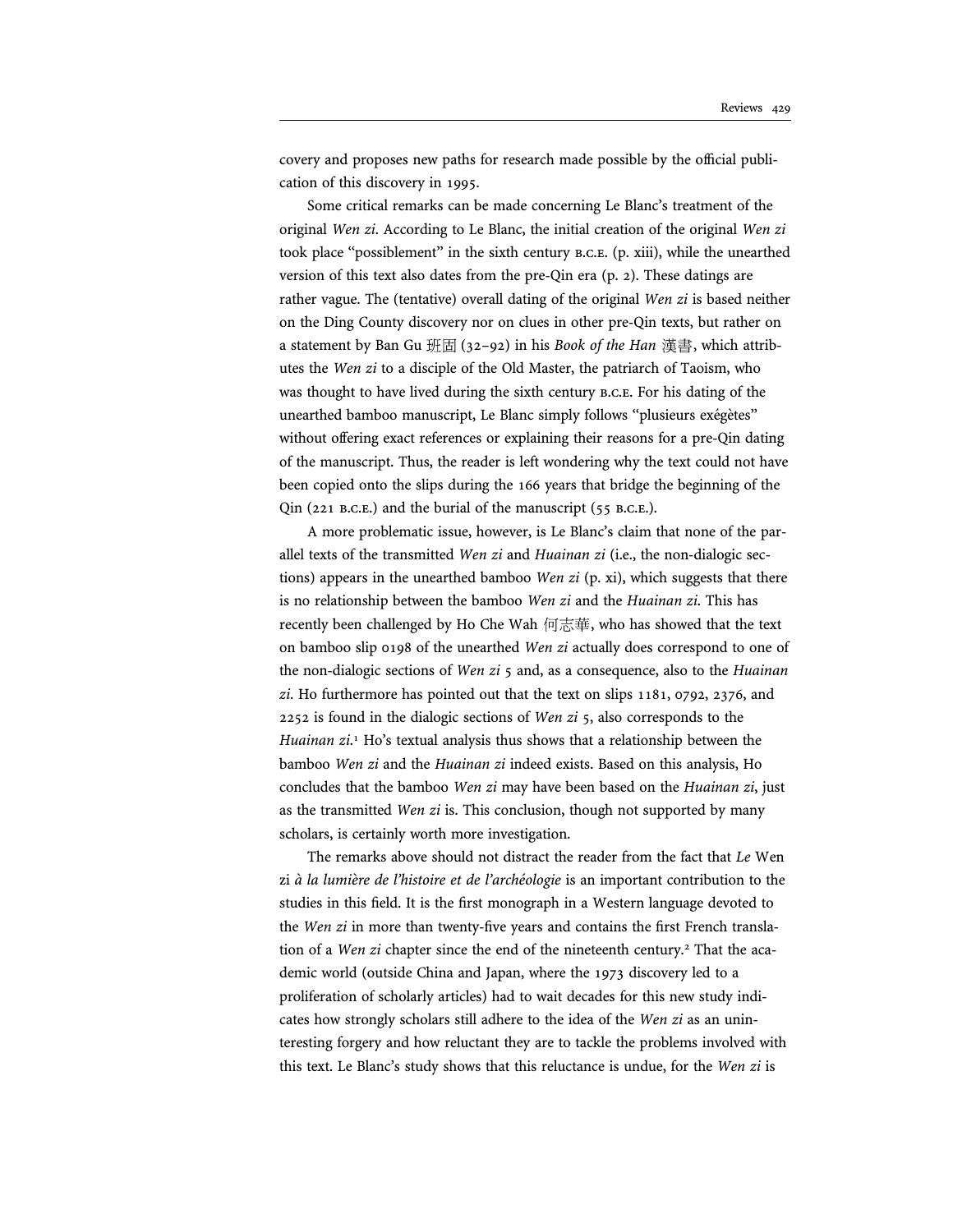covery and proposes new paths for research made possible by the official publication of this discovery in 1995.

Some critical remarks can be made concerning Le Blanc's treatment of the original *Wen zi*. According to Le Blanc, the initial creation of the original *Wen zi* took place "possiblement" in the sixth century B.C.E. (p. xiii), while the unearthed version of this text also dates from the pre-Qin era (p. 2). These datings are rather vague. The (tentative) overall dating of the original *Wen zi* is based neither on the Ding County discovery nor on clues in other pre-Qin texts, but rather on a statement by Ban Gu 班固 (32–92) in his *Book of the Han* 漢書, which attributes the *Wen zi* to a disciple of the Old Master, the patriarch of Taoism, who was thought to have lived during the sixth century B.C.E. For his dating of the unearthed bamboo manuscript, Le Blanc simply follows "plusieurs exégètes" without offering exact references or explaining their reasons for a pre-Qin dating of the manuscript. Thus, the reader is left wondering why the text could not have been copied onto the slips during the 166 years that bridge the beginning of the Qin (221 B.C.E.) and the burial of the manuscript (55 B.C.E.).

A more problematic issue, however, is Le Blanc's claim that none of the parallel texts of the transmitted *Wen zi* and *Huainan zi* (i.e., the non-dialogic sections) appears in the unearthed bamboo *Wen zi* (p. xi), which suggests that there is no relationship between the bamboo *Wen zi* and the *Huainan zi*. This has recently been challenged by Ho Che Wah 何志華, who has showed that the text on bamboo slip 0198 of the unearthed *Wen zi* actually does correspond to one of the non-dialogic sections of *Wen zi* 5 and, as a consequence, also to the *Huainan zi*. Ho furthermore has pointed out that the text on slips 1181, 0792, 2376, and 2252 is found in the dialogic sections of *Wen zi* 5, also corresponds to the *Huainan zi*.[1] Ho's textual analysis thus shows that a relationship between the bamboo *Wen zi* and the *Huainan zi* indeed exists. Based on this analysis, Ho concludes that the bamboo *Wen zi* may have been based on the *Huainan zi*, just as the transmitted *Wen zi* is. This conclusion, though not supported by many scholars, is certainly worth more investigation.

The remarks above should not distract the reader from the fact that *Le* Wen zi *à la lumière de l'histoire et de l'archéologie* is an important contribution to the studies in this field. It is the first monograph in a Western language devoted to the *Wen zi* in more than twenty-five years and contains the first French translation of a *Wen zi* chapter since the end of the nineteenth century.[2] That the academic world (outside China and Japan, where the 1973 discovery led to a proliferation of scholarly articles) had to wait decades for this new study indicates how strongly scholars still adhere to the idea of the *Wen zi* as an uninteresting forgery and how reluctant they are to tackle the problems involved with this text. Le Blanc's study shows that this reluctance is undue, for the *Wen zi* is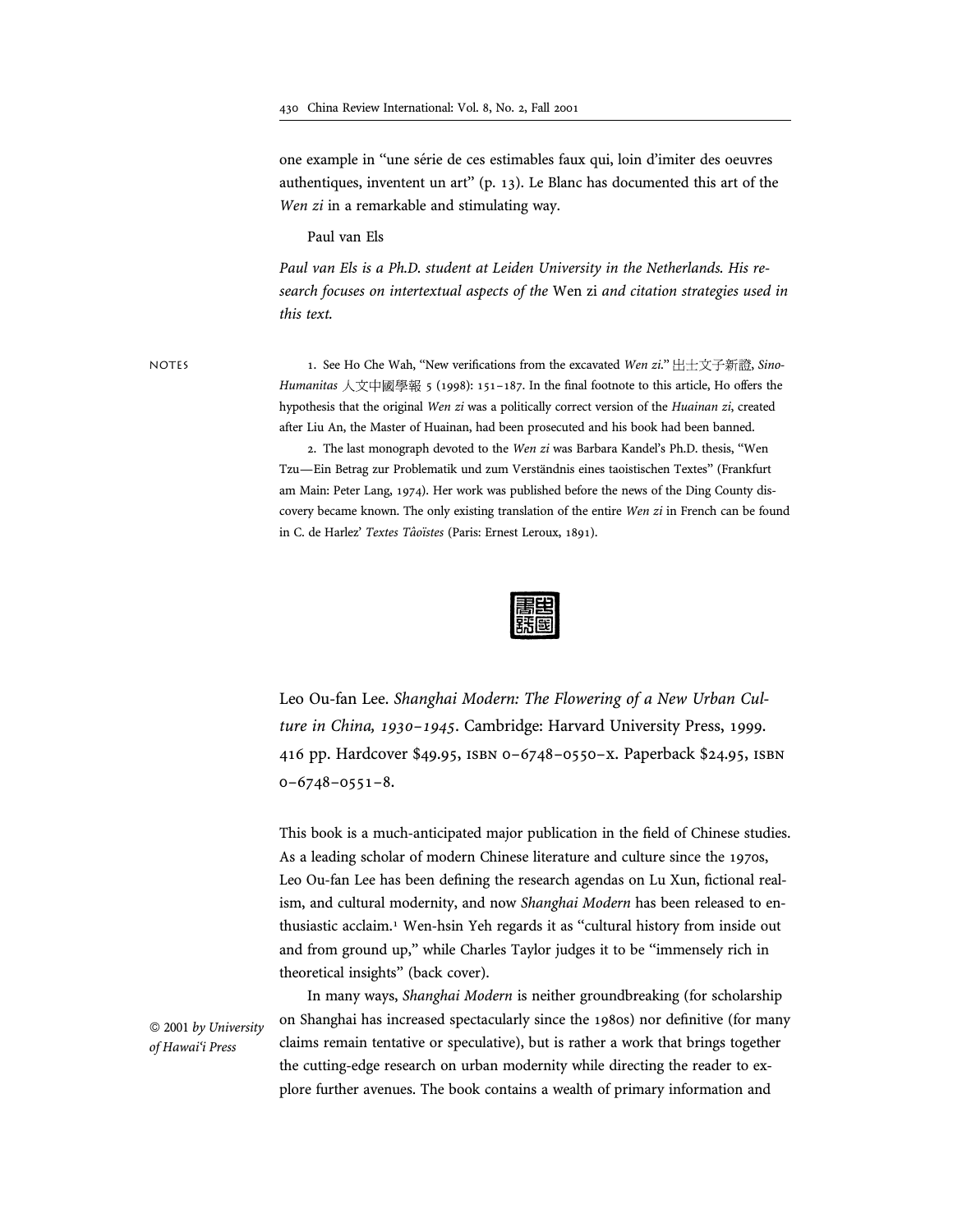one example in "une série de ces estimables faux qui, loin d'imiter des oeuvres authentiques, inventent un art" (p. 13). Le Blanc has documented this art of the *Wen zi* in a remarkable and stimulating way.

Paul van Els

*Paul van Els is a Ph.D. student at Leiden University in the Netherlands. His research focuses on intertextual aspects of the* Wen zi *and citation strategies used in this text.*

NOTES

1. See Ho Che Wah, "New verifications from the excavated *Wen zi*." 出土文子新證, *Sino-Humanitas* 人文中國學報 5 (1998): 151–187. In the final footnote to this article, Ho offers the hypothesis that the original *Wen zi* was a politically correct version of the *Huainan zi*, created after Liu An, the Master of Huainan, had been prosecuted and his book had been banned.

2. The last monograph devoted to the *Wen zi* was Barbara Kandel's Ph.D. thesis, "Wen Tzu—Ein Betrag zur Problematik und zum Verständnis eines taoistischen Textes" (Frankfurt am Main: Peter Lang, 1974). Her work was published before the news of the Ding County discovery became known. The only existing translation of the entire *Wen zi* in French can be found in C. de Harlez' *Textes Tâoïstes* (Paris: Ernest Leroux, 1891).

---

Leo Ou-fan Lee. *Shanghai Modern: The Flowering of a New Urban Culture in China, 1930–1945*. Cambridge: Harvard University Press, 1999. 416 pp. Hardcover $49.95, ISBN 0–6748–0550–X. Paperback $24.95, ISBN 0–6748–0551–8.

This book is a much-anticipated major publication in the field of Chinese studies. As a leading scholar of modern Chinese literature and culture since the 1970s, Leo Ou-fan Lee has been defining the research agendas on Lu Xun, fictional realism, and cultural modernity, and now *Shanghai Modern* has been released to enthusiastic acclaim.[1] Wen-hsin Yeh regards it as "cultural history from inside out and from ground up," while Charles Taylor judges it to be "immensely rich in theoretical insights" (back cover).

In many ways, *Shanghai Modern* is neither groundbreaking (for scholarship on Shanghai has increased spectacularly since the 1980s) nor definitive (for many claims remain tentative or speculative), but is rather a work that brings together the cutting-edge research on urban modernity while directing the reader to explore further avenues. The book contains a wealth of primary information and

© 2001 *by University of Hawai'i Press*